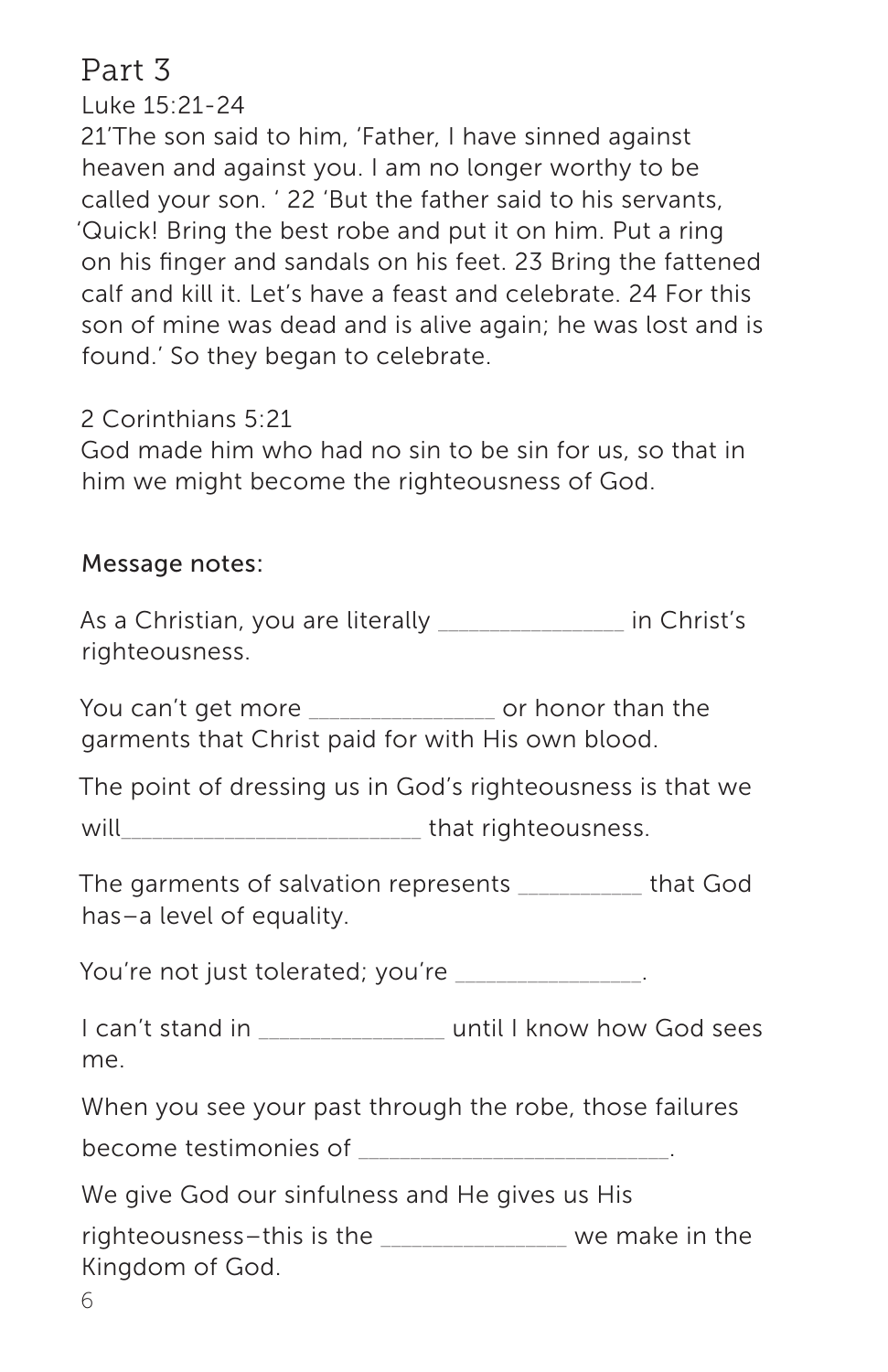## Part 3

Luke 15:21-24

21'The son said to him, 'Father, I have sinned against heaven and against you. I am no longer worthy to be called your son. ' 22 'But the father said to his servants, 'Quick! Bring the best robe and put it on him. Put a ring on his finger and sandals on his feet. 23 Bring the fattened calf and kill it. Let's have a feast and celebrate. 24 For this son of mine was dead and is alive again; he was lost and is found.' So they began to celebrate.

2 Corinthians 5:21

God made him who had no sin to be sin for us, so that in him we might become the righteousness of God.

Message notes:

As a Christian, you are literally _______________ in Christ's righteousness.

You can't get more _______________ or honor than the garments that Christ paid for with His own blood.

The point of dressing us in God's righteousness is that we will_________________________ that righteousness.

The garments of salvation represents __________ that God has–a level of equality.

You're not just tolerated; you're _______________.

I can't stand in _______________ until I know how God sees me.

When you see your past through the robe, those failures become testimonies of _________________________.

We give God our sinfulness and He gives us His righteousness–this is the _______________ we make in the Kingdom of God.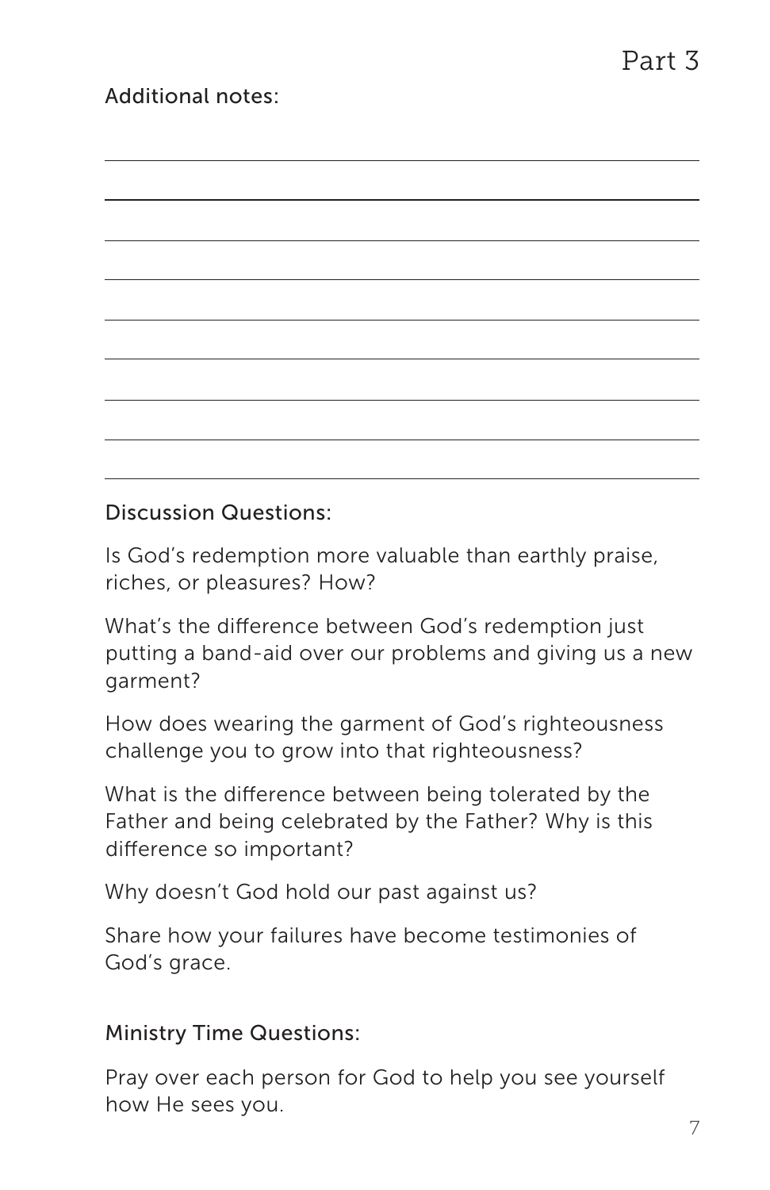Additional notes:

Discussion Questions:

Is God's redemption more valuable than earthly praise, riches, or pleasures? How?

What's the difference between God's redemption just putting a band-aid over our problems and giving us a new garment?

How does wearing the garment of God's righteousness challenge you to grow into that righteousness?

What is the difference between being tolerated by the Father and being celebrated by the Father? Why is this difference so important?

Why doesn't God hold our past against us?

Share how your failures have become testimonies of God's grace.

Ministry Time Questions:

Pray over each person for God to help you see yourself how He sees you.